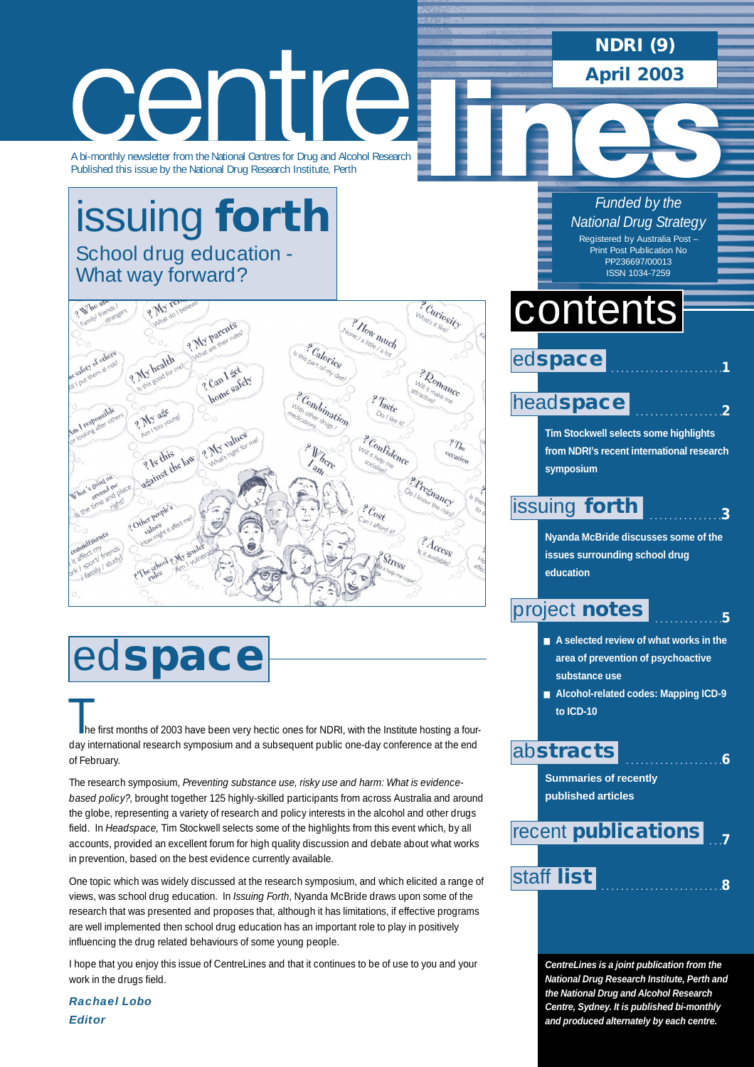# centrelines

**NDRI (9)**

**April 2003**

A bi-monthly newsletter from the National Centres for Drug and Alcohol Research
Published this issue by the National Drug Research Institute, Perth

*Funded by the National Drug Strategy*

Registered by Australia Post – Print Post Publication No PP236697/00013
ISSN 1034-7259

## issuing **forth**

School drug education - What way forward?

## contents

ed**space** .......................1

head**space** .......................2

**Tim Stockwell selects some highlights from NDRI's recent international research symposium**

issuing **forth** .......................3

**Nyanda McBride discusses some of the issues surrounding school drug education**

project **notes** .......................5

- **A selected review of what works in the area of prevention of psychoactive substance use**
- **Alcohol-related codes: Mapping ICD-9 to ICD-10**

ab**stracts** .......................6

**Summaries of recently published articles**

recent **publications** .......................7

staff **list** .......................8

***CentreLines is a joint publication from the National Drug Research Institute, Perth and the National Drug and Alcohol Research Centre, Sydney. It is published bi-monthly and produced alternately by each centre.***

# ed**space**

The first months of 2003 have been very hectic ones for NDRI, with the Institute hosting a four-day international research symposium and a subsequent public one-day conference at the end of February.

The research symposium, *Preventing substance use, risky use and harm: What is evidence-based policy?*, brought together 125 highly-skilled participants from across Australia and around the globe, representing a variety of research and policy interests in the alcohol and other drugs field. In *Headspace,* Tim Stockwell selects some of the highlights from this event which, by all accounts, provided an excellent forum for high quality discussion and debate about what works in prevention, based on the best evidence currently available.

One topic which was widely discussed at the research symposium, and which elicited a range of views, was school drug education. In *Issuing Forth*, Nyanda McBride draws upon some of the research that was presented and proposes that, although it has limitations, if effective programs are well implemented then school drug education has an important role to play in positively influencing the drug related behaviours of some young people.

I hope that you enjoy this issue of CentreLines and that it continues to be of use to you and your work in the drugs field.

***Rachael Lobo***
***Editor***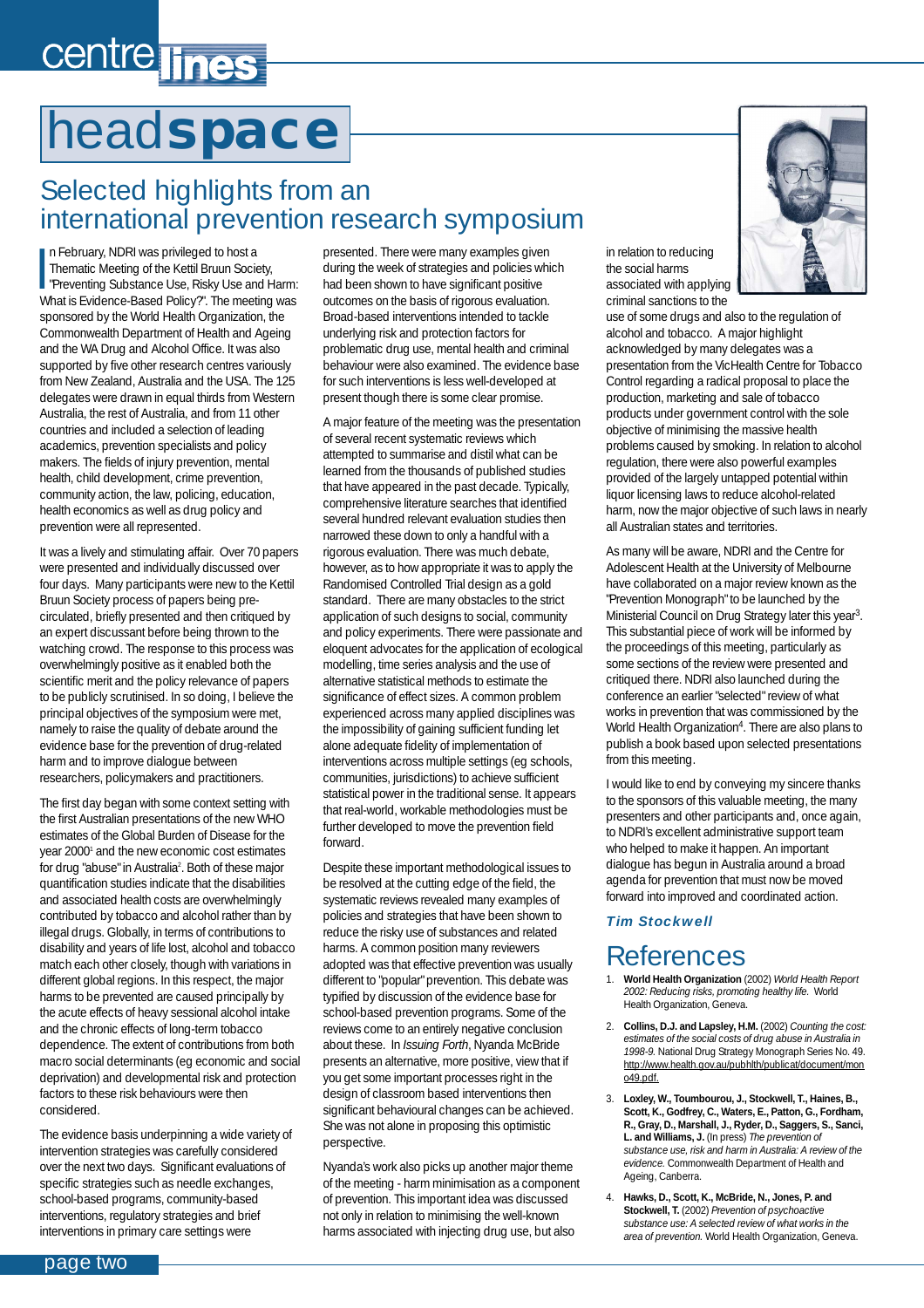# headspace

## Selected highlights from an international prevention research symposium

In February, NDRI was privileged to host a Thematic Meeting of the Kettil Bruun Society, "Preventing Substance Use, Risky Use and Harm: What is Evidence-Based Policy?". The meeting was sponsored by the World Health Organization, the Commonwealth Department of Health and Ageing and the WA Drug and Alcohol Office. It was also supported by five other research centres variously from New Zealand, Australia and the USA. The 125 delegates were drawn in equal thirds from Western Australia, the rest of Australia, and from 11 other countries and included a selection of leading academics, prevention specialists and policy makers. The fields of injury prevention, mental health, child development, crime prevention, community action, the law, policing, education, health economics as well as drug policy and prevention were all represented.

It was a lively and stimulating affair. Over 70 papers were presented and individually discussed over four days. Many participants were new to the Kettil Bruun Society process of papers being pre-circulated, briefly presented and then critiqued by an expert discussant before being thrown to the watching crowd. The response to this process was overwhelmingly positive as it enabled both the scientific merit and the policy relevance of papers to be publicly scrutinised. In so doing, I believe the principal objectives of the symposium were met, namely to raise the quality of debate around the evidence base for the prevention of drug-related harm and to improve dialogue between researchers, policymakers and practitioners.

The first day began with some context setting with the first Australian presentations of the new WHO estimates of the Global Burden of Disease for the year 2000[1] and the new economic cost estimates for drug "abuse" in Australia[2]. Both of these major quantification studies indicate that the disabilities and associated health costs are overwhelmingly contributed by tobacco and alcohol rather than by illegal drugs. Globally, in terms of contributions to disability and years of life lost, alcohol and tobacco match each other closely, though with variations in different global regions. In this respect, the major harms to be prevented are caused principally by the acute effects of heavy sessional alcohol intake and the chronic effects of long-term tobacco dependence. The extent of contributions from both macro social determinants (eg economic and social deprivation) and developmental risk and protection factors to these risk behaviours were then considered.

The evidence basis underpinning a wide variety of intervention strategies was carefully considered over the next two days. Significant evaluations of specific strategies such as needle exchanges, school-based programs, community-based interventions, regulatory strategies and brief interventions in primary care settings were presented. There were many examples given during the week of strategies and policies which had been shown to have significant positive outcomes on the basis of rigorous evaluation. Broad-based interventions intended to tackle underlying risk and protection factors for problematic drug use, mental health and criminal behaviour were also examined. The evidence base for such interventions is less well-developed at present though there is some clear promise.

A major feature of the meeting was the presentation of several recent systematic reviews which attempted to summarise and distil what can be learned from the thousands of published studies that have appeared in the past decade. Typically, comprehensive literature searches that identified several hundred relevant evaluation studies then narrowed these down to only a handful with a rigorous evaluation. There was much debate, however, as to how appropriate it was to apply the Randomised Controlled Trial design as a gold standard. There are many obstacles to the strict application of such designs to social, community and policy experiments. There were passionate and eloquent advocates for the application of ecological modelling, time series analysis and the use of alternative statistical methods to estimate the significance of effect sizes. A common problem experienced across many applied disciplines was the impossibility of gaining sufficient funding let alone adequate fidelity of implementation of interventions across multiple settings (eg schools, communities, jurisdictions) to achieve sufficient statistical power in the traditional sense. It appears that real-world, workable methodologies must be further developed to move the prevention field forward.

Despite these important methodological issues to be resolved at the cutting edge of the field, the systematic reviews revealed many examples of policies and strategies that have been shown to reduce the risky use of substances and related harms. A common position many reviewers adopted was that effective prevention was usually different to "popular" prevention. This debate was typified by discussion of the evidence base for school-based prevention programs. Some of the reviews come to an entirely negative conclusion about these. In *Issuing Forth*, Nyanda McBride presents an alternative, more positive, view that if you get some important processes right in the design of classroom based interventions then significant behavioural changes can be achieved. She was not alone in proposing this optimistic perspective.

Nyanda's work also picks up another major theme of the meeting - harm minimisation as a component of prevention. This important idea was discussed not only in relation to minimising the well-known harms associated with injecting drug use, but also in relation to reducing the social harms associated with applying criminal sanctions to the use of some drugs and also to the regulation of alcohol and tobacco. A major highlight acknowledged by many delegates was a presentation from the VicHealth Centre for Tobacco Control regarding a radical proposal to place the production, marketing and sale of tobacco products under government control with the sole objective of minimising the massive health problems caused by smoking. In relation to alcohol regulation, there were also powerful examples provided of the largely untapped potential within liquor licensing laws to reduce alcohol-related harm, now the major objective of such laws in nearly all Australian states and territories.

As many will be aware, NDRI and the Centre for Adolescent Health at the University of Melbourne have collaborated on a major review known as the "Prevention Monograph" to be launched by the Ministerial Council on Drug Strategy later this year[3]. This substantial piece of work will be informed by the proceedings of this meeting, particularly as some sections of the review were presented and critiqued there. NDRI also launched during the conference an earlier "selected" review of what works in prevention that was commissioned by the World Health Organization[4]. There are also plans to publish a book based upon selected presentations from this meeting.

I would like to end by conveying my sincere thanks to the sponsors of this valuable meeting, the many presenters and other participants and, once again, to NDRI's excellent administrative support team who helped to make it happen. An important dialogue has begun in Australia around a broad agenda for prevention that must now be moved forward into improved and coordinated action.

***Tim Stockwell***

## References

1. **World Health Organization** (2002) *World Health Report 2002: Reducing risks, promoting healthy life.* World Health Organization, Geneva.
2. **Collins, D.J. and Lapsley, H.M.** (2002) *Counting the cost: estimates of the social costs of drug abuse in Australia in 1998-9.* National Drug Strategy Monograph Series No. 49. http://www.health.gov.au/pubhlth/publicat/document/mono49.pdf.
3. **Loxley, W., Toumbourou, J., Stockwell, T., Haines, B., Scott, K., Godfrey, C., Waters, E., Patton, G., Fordham, R., Gray, D., Marshall, J., Ryder, D., Saggers, S., Sanci, L. and Williams, J.** (In press) *The prevention of substance use, risk and harm in Australia: A review of the evidence.* Commonwealth Department of Health and Ageing, Canberra.
4. **Hawks, D., Scott, K., McBride, N., Jones, P. and Stockwell, T.** (2002) *Prevention of psychoactive substance use: A selected review of what works in the area of prevention.* World Health Organization, Geneva.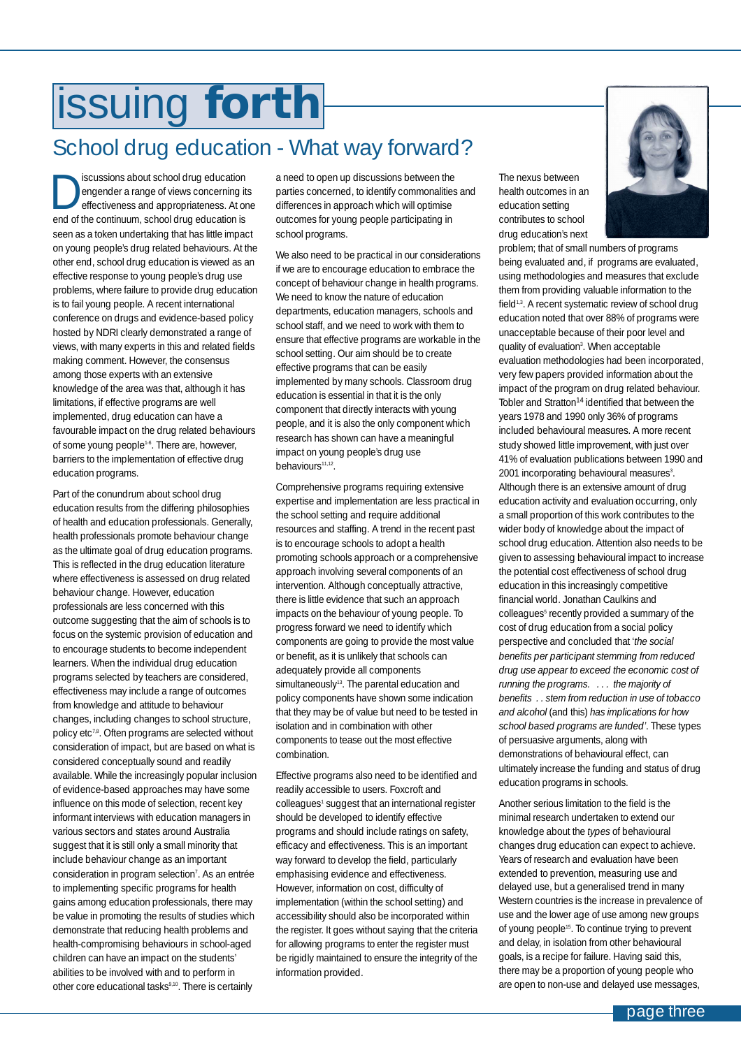# issuing **forth**

## School drug education - What way forward?

Discussions about school drug education engender a range of views concerning its effectiveness and appropriateness. At one end of the continuum, school drug education is seen as a token undertaking that has little impact on young people's drug related behaviours. At the other end, school drug education is viewed as an effective response to young people's drug use problems, where failure to provide drug education is to fail young people. A recent international conference on drugs and evidence-based policy hosted by NDRI clearly demonstrated a range of views, with many experts in this and related fields making comment. However, the consensus among those experts with an extensive knowledge of the area was that, although it has limitations, if effective programs are well implemented, drug education can have a favourable impact on the drug related behaviours of some young people[1-6]. There are, however, barriers to the implementation of effective drug education programs.

Part of the conundrum about school drug education results from the differing philosophies of health and education professionals. Generally, health professionals promote behaviour change as the ultimate goal of drug education programs. This is reflected in the drug education literature where effectiveness is assessed on drug related behaviour change. However, education professionals are less concerned with this outcome suggesting that the aim of schools is to focus on the systemic provision of education and to encourage students to become independent learners. When the individual drug education programs selected by teachers are considered, effectiveness may include a range of outcomes from knowledge and attitude to behaviour changes, including changes to school structure, policy etc[7,8]. Often programs are selected without consideration of impact, but are based on what is considered conceptually sound and readily available. While the increasingly popular inclusion of evidence-based approaches may have some influence on this mode of selection, recent key informant interviews with education managers in various sectors and states around Australia suggest that it is still only a small minority that include behaviour change as an important consideration in program selection[7]. As an entrée to implementing specific programs for health gains among education professionals, there may be value in promoting the results of studies which demonstrate that reducing health problems and health-compromising behaviours in school-aged children can have an impact on the students' abilities to be involved with and to perform in other core educational tasks[9,10]. There is certainly a need to open up discussions between the parties concerned, to identify commonalities and differences in approach which will optimise outcomes for young people participating in school programs.

We also need to be practical in our considerations if we are to encourage education to embrace the concept of behaviour change in health programs. We need to know the nature of education departments, education managers, schools and school staff, and we need to work with them to ensure that effective programs are workable in the school setting. Our aim should be to create effective programs that can be easily implemented by many schools. Classroom drug education is essential in that it is the only component that directly interacts with young people, and it is also the only component which research has shown can have a meaningful impact on young people's drug use behaviours[11,12].

Comprehensive programs requiring extensive expertise and implementation are less practical in the school setting and require additional resources and staffing. A trend in the recent past is to encourage schools to adopt a health promoting schools approach or a comprehensive approach involving several components of an intervention. Although conceptually attractive, there is little evidence that such an approach impacts on the behaviour of young people. To progress forward we need to identify which components are going to provide the most value or benefit, as it is unlikely that schools can adequately provide all components simultaneously[13]. The parental education and policy components have shown some indication that they may be of value but need to be tested in isolation and in combination with other components to tease out the most effective combination.

Effective programs also need to be identified and readily accessible to users. Foxcroft and colleagues[1] suggest that an international register should be developed to identify effective programs and should include ratings on safety, efficacy and effectiveness. This is an important way forward to develop the field, particularly emphasising evidence and effectiveness. However, information on cost, difficulty of implementation (within the school setting) and accessibility should also be incorporated within the register. It goes without saying that the criteria for allowing programs to enter the register must be rigidly maintained to ensure the integrity of the information provided.

The nexus between health outcomes in an education setting contributes to school drug education's next problem; that of small numbers of programs being evaluated and, if programs are evaluated, using methodologies and measures that exclude them from providing valuable information to the field[1,3]. A recent systematic review of school drug education noted that over 88% of programs were unacceptable because of their poor level and quality of evaluation[3]. When acceptable evaluation methodologies had been incorporated, very few papers provided information about the impact of the program on drug related behaviour. Tobler and Stratton[14] identified that between the years 1978 and 1990 only 36% of programs included behavioural measures. A more recent study showed little improvement, with just over 41% of evaluation publications between 1990 and 2001 incorporating behavioural measures[3]. Although there is an extensive amount of drug education activity and evaluation occurring, only a small proportion of this work contributes to the wider body of knowledge about the impact of school drug education. Attention also needs to be given to assessing behavioural impact to increase the potential cost effectiveness of school drug education in this increasingly competitive financial world. Jonathan Caulkins and colleagues[5] recently provided a summary of the cost of drug education from a social policy perspective and concluded that '*the social benefits per participant stemming from reduced drug use appear to exceed the economic cost of running the programs. . . . the majority of benefits . . stem from reduction in use of tobacco and alcohol* (and this) *has implications for how school based programs are funded'*. These types of persuasive arguments, along with demonstrations of behavioural effect, can ultimately increase the funding and status of drug education programs in schools.

Another serious limitation to the field is the minimal research undertaken to extend our knowledge about the *types* of behavioural changes drug education can expect to achieve. Years of research and evaluation have been extended to prevention, measuring use and delayed use, but a generalised trend in many Western countries is the increase in prevalence of use and the lower age of use among new groups of young people[15]. To continue trying to prevent and delay, in isolation from other behavioural goals, is a recipe for failure. Having said this, there may be a proportion of young people who are open to non-use and delayed use messages,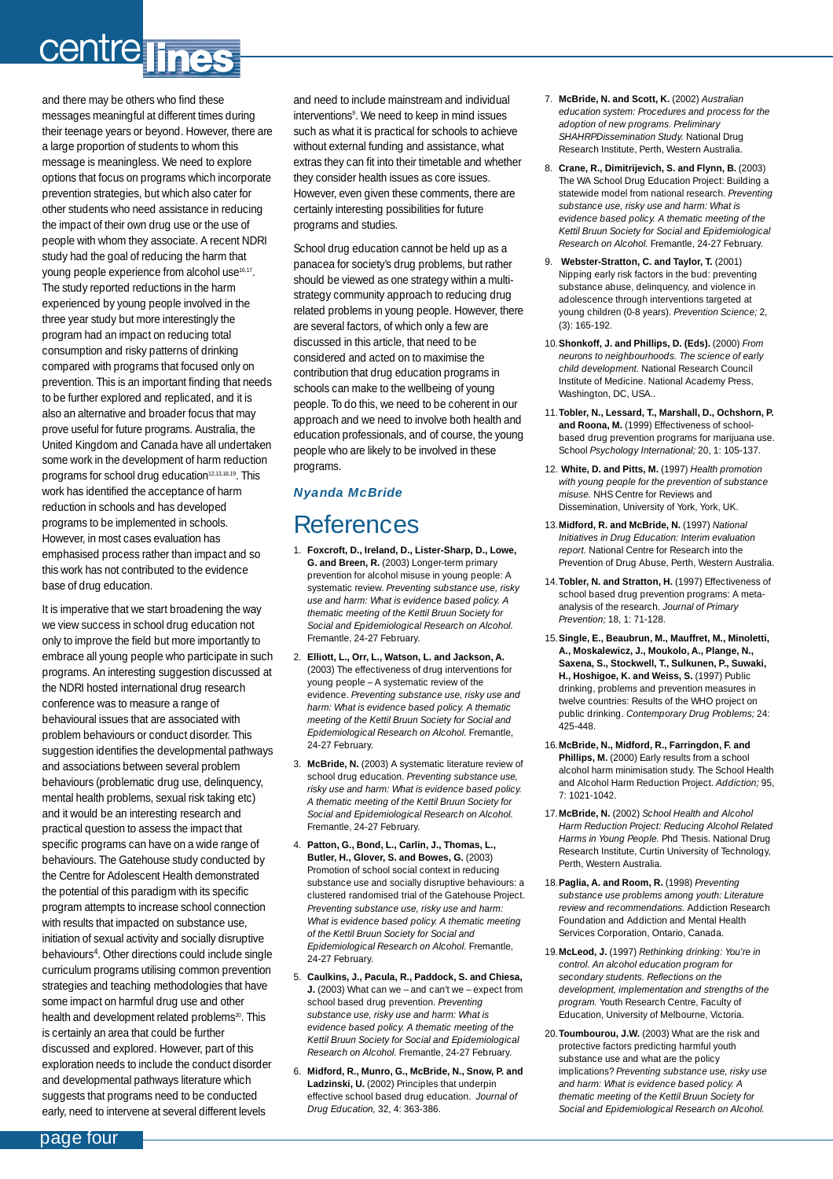and there may be others who find these messages meaningful at different times during their teenage years or beyond. However, there are a large proportion of students to whom this message is meaningless. We need to explore options that focus on programs which incorporate prevention strategies, but which also cater for other students who need assistance in reducing the impact of their own drug use or the use of people with whom they associate. A recent NDRI study had the goal of reducing the harm that young people experience from alcohol use[16,17]. The study reported reductions in the harm experienced by young people involved in the three year study but more interestingly the program had an impact on reducing total consumption and risky patterns of drinking compared with programs that focused only on prevention. This is an important finding that needs to be further explored and replicated, and it is also an alternative and broader focus that may prove useful for future programs. Australia, the United Kingdom and Canada have all undertaken some work in the development of harm reduction programs for school drug education[12,13,18,19]. This work has identified the acceptance of harm reduction in schools and has developed programs to be implemented in schools. However, in most cases evaluation has emphasised process rather than impact and so this work has not contributed to the evidence base of drug education.

It is imperative that we start broadening the way we view success in school drug education not only to improve the field but more importantly to embrace all young people who participate in such programs. An interesting suggestion discussed at the NDRI hosted international drug research conference was to measure a range of behavioural issues that are associated with problem behaviours or conduct disorder. This suggestion identifies the developmental pathways and associations between several problem behaviours (problematic drug use, delinquency, mental health problems, sexual risk taking etc) and it would be an interesting research and practical question to assess the impact that specific programs can have on a wide range of behaviours. The Gatehouse study conducted by the Centre for Adolescent Health demonstrated the potential of this paradigm with its specific program attempts to increase school connection with results that impacted on substance use, initiation of sexual activity and socially disruptive behaviours[4]. Other directions could include single curriculum programs utilising common prevention strategies and teaching methodologies that have some impact on harmful drug use and other health and development related problems[20]. This is certainly an area that could be further discussed and explored. However, part of this exploration needs to include the conduct disorder and developmental pathways literature which suggests that programs need to be conducted early, need to intervene at several different levels and need to include mainstream and individual interventions[9]. We need to keep in mind issues such as what it is practical for schools to achieve without external funding and assistance, what extras they can fit into their timetable and whether they consider health issues as core issues. However, even given these comments, there are certainly interesting possibilities for future programs and studies.

School drug education cannot be held up as a panacea for society's drug problems, but rather should be viewed as one strategy within a multi-strategy community approach to reducing drug related problems in young people. However, there are several factors, of which only a few are discussed in this article, that need to be considered and acted on to maximise the contribution that drug education programs in schools can make to the wellbeing of young people. To do this, we need to be coherent in our approach and we need to involve both health and education professionals, and of course, the young people who are likely to be involved in these programs.

***Nyanda McBride***

# References

1. **Foxcroft, D., Ireland, D., Lister-Sharp, D., Lowe, G. and Breen, R.** (2003) Longer-term primary prevention for alcohol misuse in young people: A systematic review. *Preventing substance use, risky use and harm: What is evidence based policy. A thematic meeting of the Kettil Bruun Society for Social and Epidemiological Research on Alcohol.* Fremantle, 24-27 February.
2. **Elliott, L., Orr, L., Watson, L. and Jackson, A.** (2003) The effectiveness of drug interventions for young people – A systematic review of the evidence. *Preventing substance use, risky use and harm: What is evidence based policy. A thematic meeting of the Kettil Bruun Society for Social and Epidemiological Research on Alcohol.* Fremantle, 24-27 February.
3. **McBride, N.** (2003) A systematic literature review of school drug education. *Preventing substance use, risky use and harm: What is evidence based policy. A thematic meeting of the Kettil Bruun Society for Social and Epidemiological Research on Alcohol.* Fremantle, 24-27 February.
4. **Patton, G., Bond, L., Carlin, J., Thomas, L., Butler, H., Glover, S. and Bowes, G.** (2003) Promotion of school social context in reducing substance use and socially disruptive behaviours: a clustered randomised trial of the Gatehouse Project. *Preventing substance use, risky use and harm: What is evidence based policy. A thematic meeting of the Kettil Bruun Society for Social and Epidemiological Research on Alcohol.* Fremantle, 24-27 February.
5. **Caulkins, J., Pacula, R., Paddock, S. and Chiesa, J.** (2003) What can we – and can't we – expect from school based drug prevention. *Preventing substance use, risky use and harm: What is evidence based policy. A thematic meeting of the Kettil Bruun Society for Social and Epidemiological Research on Alcohol.* Fremantle, 24-27 February.
6. **Midford, R., Munro, G., McBride, N., Snow, P. and Ladzinski, U.** (2002) Principles that underpin effective school based drug education. *Journal of Drug Education,* 32, 4: 363-386.
7. **McBride, N. and Scott, K.** (2002) *Australian education system: Procedures and process for the adoption of new programs. Preliminary SHAHRPDissemination Study.* National Drug Research Institute, Perth, Western Australia.
8. **Crane, R., Dimitrijevich, S. and Flynn, B.** (2003) The WA School Drug Education Project: Building a statewide model from national research. *Preventing substance use, risky use and harm: What is evidence based policy. A thematic meeting of the Kettil Bruun Society for Social and Epidemiological Research on Alcohol.* Fremantle, 24-27 February.
9. **Webster-Stratton, C. and Taylor, T.** (2001) Nipping early risk factors in the bud: preventing substance abuse, delinquency, and violence in adolescence through interventions targeted at young children (0-8 years). *Prevention Science;* 2, (3): 165-192.
10. **Shonkoff, J. and Phillips, D. (Eds).** (2000) *From neurons to neighbourhoods. The science of early child development.* National Research Council Institute of Medicine. National Academy Press, Washington, DC, USA..
11. **Tobler, N., Lessard, T., Marshall, D., Ochshorn, P. and Roona, M.** (1999) Effectiveness of school-based drug prevention programs for marijuana use. School *Psychology International;* 20, 1: 105-137.
12. **White, D. and Pitts, M.** (1997) *Health promotion with young people for the prevention of substance misuse.* NHS Centre for Reviews and Dissemination, University of York, York, UK.
13. **Midford, R. and McBride, N.** (1997) *National Initiatives in Drug Education: Interim evaluation report.* National Centre for Research into the Prevention of Drug Abuse, Perth, Western Australia.
14. **Tobler, N. and Stratton, H.** (1997) Effectiveness of school based drug prevention programs: A meta-analysis of the research. *Journal of Primary Prevention;* 18, 1: 71-128.
15. **Single, E., Beaubrun, M., Mauffret, M., Minoletti, A., Moskalewicz, J., Moukolo, A., Plange, N., Saxena, S., Stockwell, T., Sulkunen, P., Suwaki, H., Hoshigoe, K. and Weiss, S.** (1997) Public drinking, problems and prevention measures in twelve countries: Results of the WHO project on public drinking. *Contemporary Drug Problems;* 24: 425-448.
16. **McBride, N., Midford, R., Farringdon, F. and Phillips, M.** (2000) Early results from a school alcohol harm minimisation study. The School Health and Alcohol Harm Reduction Project. *Addiction;* 95, 7: 1021-1042.
17. **McBride, N.** (2002) *School Health and Alcohol Harm Reduction Project: Reducing Alcohol Related Harms in Young People.* Phd Thesis. National Drug Research Institute, Curtin University of Technology, Perth, Western Australia.
18. **Paglia, A. and Room, R.** (1998) *Preventing substance use problems among youth: Literature review and recommendations.* Addiction Research Foundation and Addiction and Mental Health Services Corporation, Ontario, Canada.
19. **McLeod, J.** (1997) *Rethinking drinking: You're in control. An alcohol education program for secondary students. Reflections on the development, implementation and strengths of the program.* Youth Research Centre, Faculty of Education, University of Melbourne, Victoria.
20. **Toumbourou, J.W.** (2003) What are the risk and protective factors predicting harmful youth substance use and what are the policy implications? *Preventing substance use, risky use and harm: What is evidence based policy. A thematic meeting of the Kettil Bruun Society for Social and Epidemiological Research on Alcohol.*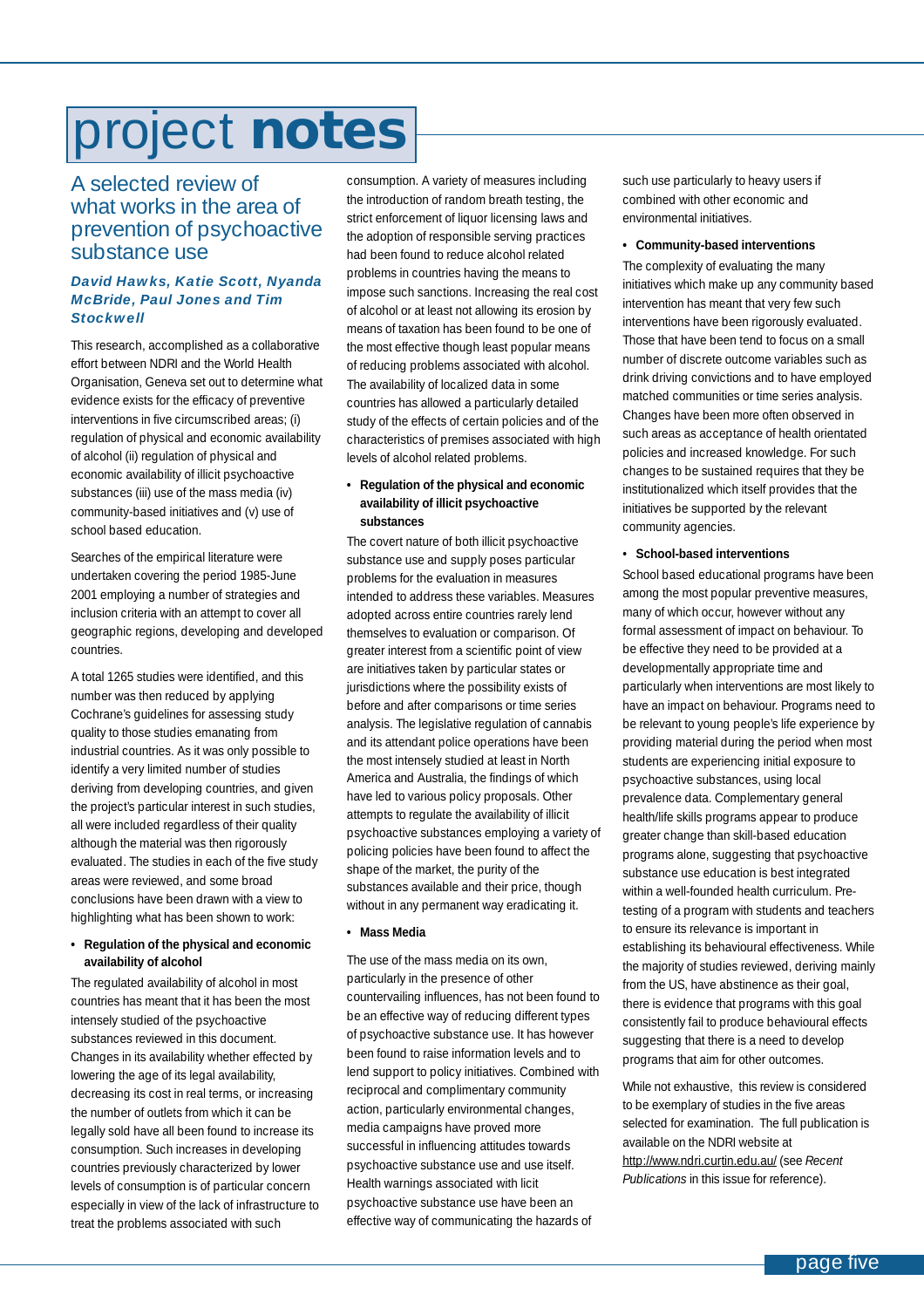# project **notes**

## A selected review of what works in the area of prevention of psychoactive substance use

***David Hawks, Katie Scott, Nyanda McBride, Paul Jones and Tim Stockwell***

This research, accomplished as a collaborative effort between NDRI and the World Health Organisation, Geneva set out to determine what evidence exists for the efficacy of preventive interventions in five circumscribed areas; (i) regulation of physical and economic availability of alcohol (ii) regulation of physical and economic availability of illicit psychoactive substances (iii) use of the mass media (iv) community-based initiatives and (v) use of school based education.

Searches of the empirical literature were undertaken covering the period 1985-June 2001 employing a number of strategies and inclusion criteria with an attempt to cover all geographic regions, developing and developed countries.

A total 1265 studies were identified, and this number was then reduced by applying Cochrane's guidelines for assessing study quality to those studies emanating from industrial countries. As it was only possible to identify a very limited number of studies deriving from developing countries, and given the project's particular interest in such studies, all were included regardless of their quality although the material was then rigorously evaluated. The studies in each of the five study areas were reviewed, and some broad conclusions have been drawn with a view to highlighting what has been shown to work:

- **Regulation of the physical and economic availability of alcohol**

The regulated availability of alcohol in most countries has meant that it has been the most intensely studied of the psychoactive substances reviewed in this document. Changes in its availability whether effected by lowering the age of its legal availability, decreasing its cost in real terms, or increasing the number of outlets from which it can be legally sold have all been found to increase its consumption. Such increases in developing countries previously characterized by lower levels of consumption is of particular concern especially in view of the lack of infrastructure to treat the problems associated with such consumption. A variety of measures including the introduction of random breath testing, the strict enforcement of liquor licensing laws and the adoption of responsible serving practices had been found to reduce alcohol related problems in countries having the means to impose such sanctions. Increasing the real cost of alcohol or at least not allowing its erosion by means of taxation has been found to be one of the most effective though least popular means of reducing problems associated with alcohol. The availability of localized data in some countries has allowed a particularly detailed study of the effects of certain policies and of the characteristics of premises associated with high levels of alcohol related problems.

- **Regulation of the physical and economic availability of illicit psychoactive substances**

The covert nature of both illicit psychoactive substance use and supply poses particular problems for the evaluation in measures intended to address these variables. Measures adopted across entire countries rarely lend themselves to evaluation or comparison. Of greater interest from a scientific point of view are initiatives taken by particular states or jurisdictions where the possibility exists of before and after comparisons or time series analysis. The legislative regulation of cannabis and its attendant police operations have been the most intensely studied at least in North America and Australia, the findings of which have led to various policy proposals. Other attempts to regulate the availability of illicit psychoactive substances employing a variety of policing policies have been found to affect the shape of the market, the purity of the substances available and their price, though without in any permanent way eradicating it.

- **Mass Media**

The use of the mass media on its own, particularly in the presence of other countervailing influences, has not been found to be an effective way of reducing different types of psychoactive substance use. It has however been found to raise information levels and to lend support to policy initiatives. Combined with reciprocal and complimentary community action, particularly environmental changes, media campaigns have proved more successful in influencing attitudes towards psychoactive substance use and use itself. Health warnings associated with licit psychoactive substance use have been an effective way of communicating the hazards of such use particularly to heavy users if combined with other economic and environmental initiatives.

- **Community-based interventions**

The complexity of evaluating the many initiatives which make up any community based intervention has meant that very few such interventions have been rigorously evaluated. Those that have been tend to focus on a small number of discrete outcome variables such as drink driving convictions and to have employed matched communities or time series analysis. Changes have been more often observed in such areas as acceptance of health orientated policies and increased knowledge. For such changes to be sustained requires that they be institutionalized which itself provides that the initiatives be supported by the relevant community agencies.

- **School-based interventions**

School based educational programs have been among the most popular preventive measures, many of which occur, however without any formal assessment of impact on behaviour. To be effective they need to be provided at a developmentally appropriate time and particularly when interventions are most likely to have an impact on behaviour. Programs need to be relevant to young people's life experience by providing material during the period when most students are experiencing initial exposure to psychoactive substances, using local prevalence data. Complementary general health/life skills programs appear to produce greater change than skill-based education programs alone, suggesting that psychoactive substance use education is best integrated within a well-founded health curriculum. Pre-testing of a program with students and teachers to ensure its relevance is important in establishing its behavioural effectiveness. While the majority of studies reviewed, deriving mainly from the US, have abstinence as their goal, there is evidence that programs with this goal consistently fail to produce behavioural effects suggesting that there is a need to develop programs that aim for other outcomes.

While not exhaustive, this review is considered to be exemplary of studies in the five areas selected for examination. The full publication is available on the NDRI website at http://www.ndri.curtin.edu.au/ (see *Recent Publications* in this issue for reference).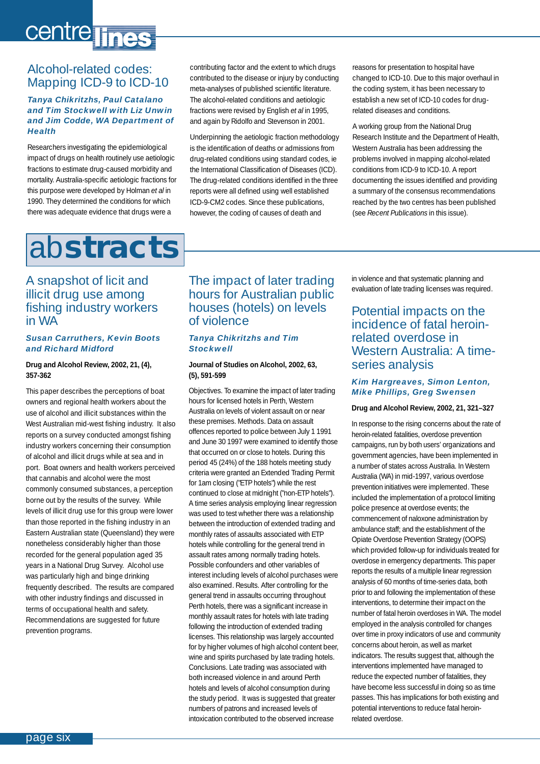# centrelines

## Alcohol-related codes: Mapping ICD-9 to ICD-10

***Tanya Chikritzhs, Paul Catalano and Tim Stockwell with Liz Unwin and Jim Codde, WA Department of Health***

Researchers investigating the epidemiological impact of drugs on health routinely use aetiologic fractions to estimate drug-caused morbidity and mortality. Australia-specific aetiologic fractions for this purpose were developed by Holman *et al* in 1990. They determined the conditions for which there was adequate evidence that drugs were a contributing factor and the extent to which drugs contributed to the disease or injury by conducting meta-analyses of published scientific literature. The alcohol-related conditions and aetiologic fractions were revised by English *et al* in 1995, and again by Ridolfo and Stevenson in 2001.

Underpinning the aetiologic fraction methodology is the identification of deaths or admissions from drug-related conditions using standard codes, ie the International Classification of Diseases (ICD). The drug-related conditions identified in the three reports were all defined using well established ICD-9-CM2 codes. Since these publications, however, the coding of causes of death and reasons for presentation to hospital have changed to ICD-10. Due to this major overhaul in the coding system, it has become necessary to establish a new set of ICD-10 codes for drug-related diseases and conditions.

A working group from the National Drug Research Institute and the Department of Health, Western Australia has been addressing the problems involved in mapping alcohol-related conditions from ICD-9 to ICD-10. A report documenting the issues identified and providing a summary of the consensus recommendations reached by the two centres has been published (see *Recent Publications* in this issue).

# abstracts

## A snapshot of licit and illicit drug use among fishing industry workers in WA

***Susan Carruthers, Kevin Boots and Richard Midford***

**Drug and Alcohol Review, 2002, 21, (4), 357-362**

This paper describes the perceptions of boat owners and regional health workers about the use of alcohol and illicit substances within the West Australian mid-west fishing industry. It also reports on a survey conducted amongst fishing industry workers concerning their consumption of alcohol and illicit drugs while at sea and in port. Boat owners and health workers perceived that cannabis and alcohol were the most commonly consumed substances, a perception borne out by the results of the survey. While levels of illicit drug use for this group were lower than those reported in the fishing industry in an Eastern Australian state (Queensland) they were nonetheless considerably higher than those recorded for the general population aged 35 years in a National Drug Survey. Alcohol use was particularly high and binge drinking frequently described. The results are compared with other industry findings and discussed in terms of occupational health and safety. Recommendations are suggested for future prevention programs.

## The impact of later trading hours for Australian public houses (hotels) on levels of violence

***Tanya Chikritzhs and Tim Stockwell***

**Journal of Studies on Alcohol, 2002, 63, (5), 591-599**

Objectives. To examine the impact of later trading hours for licensed hotels in Perth, Western Australia on levels of violent assault on or near these premises. Methods. Data on assault offences reported to police between July 1 1991 and June 30 1997 were examined to identify those that occurred on or close to hotels. During this period 45 (24%) of the 188 hotels meeting study criteria were granted an Extended Trading Permit for 1am closing ("ETP hotels") while the rest continued to close at midnight ("non-ETP hotels"). A time series analysis employing linear regression was used to test whether there was a relationship between the introduction of extended trading and monthly rates of assaults associated with ETP hotels while controlling for the general trend in assault rates among normally trading hotels. Possible confounders and other variables of interest including levels of alcohol purchases were also examined. Results. After controlling for the general trend in assaults occurring throughout Perth hotels, there was a significant increase in monthly assault rates for hotels with late trading following the introduction of extended trading licenses. This relationship was largely accounted for by higher volumes of high alcohol content beer, wine and spirits purchased by late trading hotels. Conclusions. Late trading was associated with both increased violence in and around Perth hotels and levels of alcohol consumption during the study period. It was is suggested that greater numbers of patrons and increased levels of intoxication contributed to the observed increase in violence and that systematic planning and evaluation of late trading licenses was required.

## Potential impacts on the incidence of fatal heroin-related overdose in Western Australia: A time-series analysis

***Kim Hargreaves, Simon Lenton, Mike Phillips, Greg Swensen***

**Drug and Alcohol Review, 2002, 21, 321–327**

In response to the rising concerns about the rate of heroin-related fatalities, overdose prevention campaigns, run by both users' organizations and government agencies, have been implemented in a number of states across Australia. In Western Australia (WA) in mid-1997, various overdose prevention initiatives were implemented. These included the implementation of a protocol limiting police presence at overdose events; the commencement of naloxone administration by ambulance staff; and the establishment of the Opiate Overdose Prevention Strategy (OOPS) which provided follow-up for individuals treated for overdose in emergency departments. This paper reports the results of a multiple linear regression analysis of 60 months of time-series data, both prior to and following the implementation of these interventions, to determine their impact on the number of fatal heroin overdoses in WA. The model employed in the analysis controlled for changes over time in proxy indicators of use and community concerns about heroin, as well as market indicators. The results suggest that, although the interventions implemented have managed to reduce the expected number of fatalities, they have become less successful in doing so as time passes. This has implications for both existing and potential interventions to reduce fatal heroin-related overdose.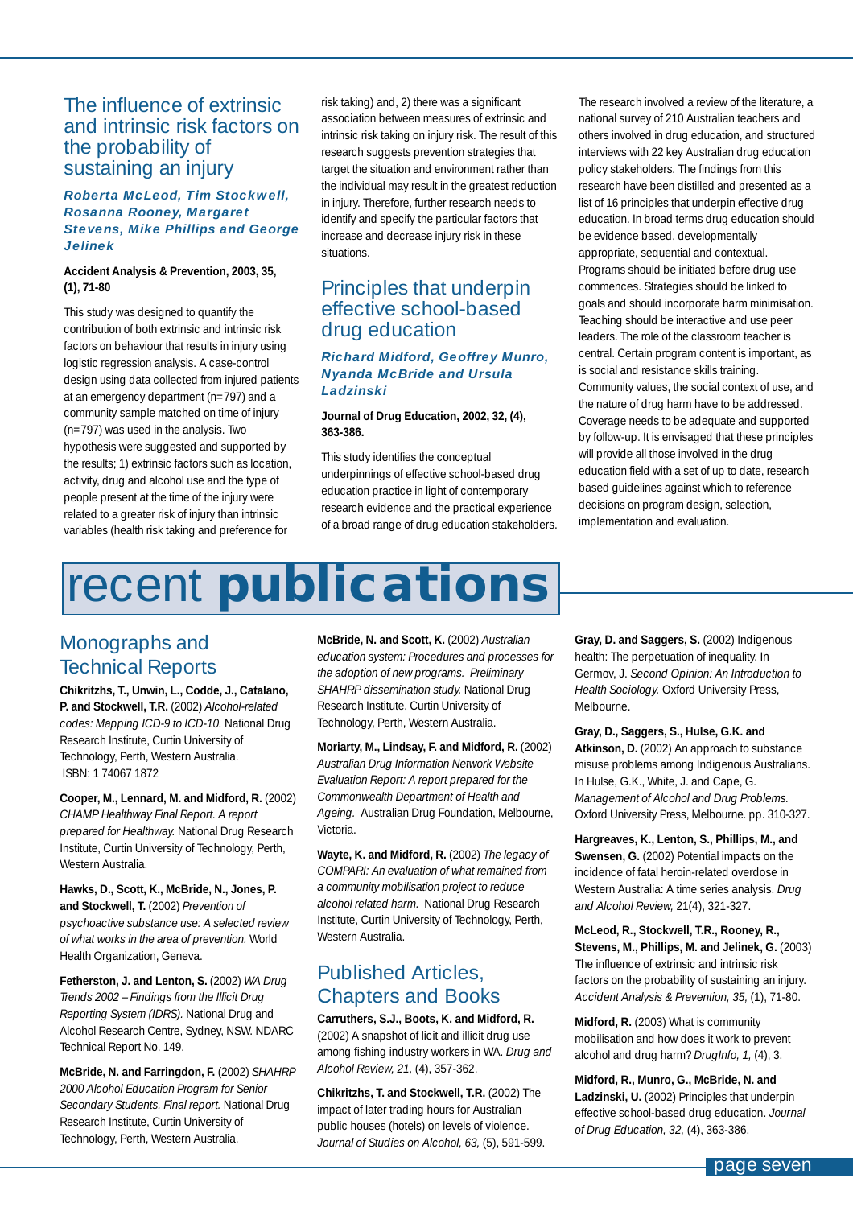## The influence of extrinsic and intrinsic risk factors on the probability of sustaining an injury

***Roberta McLeod, Tim Stockwell, Rosanna Rooney, Margaret Stevens, Mike Phillips and George Jelinek***

**Accident Analysis & Prevention, 2003, 35, (1), 71-80**

This study was designed to quantify the contribution of both extrinsic and intrinsic risk factors on behaviour that results in injury using logistic regression analysis. A case-control design using data collected from injured patients at an emergency department (n=797) and a community sample matched on time of injury (n=797) was used in the analysis. Two hypothesis were suggested and supported by the results; 1) extrinsic factors such as location, activity, drug and alcohol use and the type of people present at the time of the injury were related to a greater risk of injury than intrinsic variables (health risk taking and preference for risk taking) and, 2) there was a significant association between measures of extrinsic and intrinsic risk taking on injury risk. The result of this research suggests prevention strategies that target the situation and environment rather than the individual may result in the greatest reduction in injury. Therefore, further research needs to identify and specify the particular factors that increase and decrease injury risk in these situations.

## Principles that underpin effective school-based drug education

***Richard Midford, Geoffrey Munro, Nyanda McBride and Ursula Ladzinski***

**Journal of Drug Education, 2002, 32, (4), 363-386.**

This study identifies the conceptual underpinnings of effective school-based drug education practice in light of contemporary research evidence and the practical experience of a broad range of drug education stakeholders.

The research involved a review of the literature, a national survey of 210 Australian teachers and others involved in drug education, and structured interviews with 22 key Australian drug education policy stakeholders. The findings from this research have been distilled and presented as a list of 16 principles that underpin effective drug education. In broad terms drug education should be evidence based, developmentally appropriate, sequential and contextual. Programs should be initiated before drug use commences. Strategies should be linked to goals and should incorporate harm minimisation. Teaching should be interactive and use peer leaders. The role of the classroom teacher is central. Certain program content is important, as is social and resistance skills training. Community values, the social context of use, and the nature of drug harm have to be addressed. Coverage needs to be adequate and supported by follow-up. It is envisaged that these principles will provide all those involved in the drug education field with a set of up to date, research based guidelines against which to reference decisions on program design, selection, implementation and evaluation.

# recent **publications**

## Monographs and Technical Reports

**Chikritzhs, T., Unwin, L., Codde, J., Catalano, P. and Stockwell, T.R.** (2002) *Alcohol-related codes: Mapping ICD-9 to ICD-10.* National Drug Research Institute, Curtin University of Technology, Perth, Western Australia. ISBN: 1 74067 1872

**Cooper, M., Lennard, M. and Midford, R.** (2002) *CHAMP Healthway Final Report. A report prepared for Healthway.* National Drug Research Institute, Curtin University of Technology, Perth, Western Australia.

**Hawks, D., Scott, K., McBride, N., Jones, P. and Stockwell, T.** (2002) *Prevention of psychoactive substance use: A selected review of what works in the area of prevention.* World Health Organization, Geneva.

**Fetherston, J. and Lenton, S.** (2002) *WA Drug Trends 2002 – Findings from the Illicit Drug Reporting System (IDRS).* National Drug and Alcohol Research Centre, Sydney, NSW. NDARC Technical Report No. 149.

**McBride, N. and Farringdon, F.** (2002) *SHAHRP 2000 Alcohol Education Program for Senior Secondary Students. Final report.* National Drug Research Institute, Curtin University of Technology, Perth, Western Australia.

**McBride, N. and Scott, K.** (2002) *Australian education system: Procedures and processes for the adoption of new programs. Preliminary SHAHRP dissemination study.* National Drug Research Institute, Curtin University of Technology, Perth, Western Australia.

**Moriarty, M., Lindsay, F. and Midford, R.** (2002) *Australian Drug Information Network Website Evaluation Report: A report prepared for the Commonwealth Department of Health and Ageing.* Australian Drug Foundation, Melbourne, Victoria.

**Wayte, K. and Midford, R.** (2002) *The legacy of COMPARI: An evaluation of what remained from a community mobilisation project to reduce alcohol related harm.* National Drug Research Institute, Curtin University of Technology, Perth, Western Australia.

## Published Articles, Chapters and Books

**Carruthers, S.J., Boots, K. and Midford, R.** (2002) A snapshot of licit and illicit drug use among fishing industry workers in WA. *Drug and Alcohol Review, 21,* (4), 357-362.

**Chikritzhs, T. and Stockwell, T.R.** (2002) The impact of later trading hours for Australian public houses (hotels) on levels of violence. *Journal of Studies on Alcohol, 63,* (5), 591-599.

**Gray, D. and Saggers, S.** (2002) Indigenous health: The perpetuation of inequality. In Germov, J. *Second Opinion: An Introduction to Health Sociology.* Oxford University Press, Melbourne.

**Gray, D., Saggers, S., Hulse, G.K. and Atkinson, D.** (2002) An approach to substance misuse problems among Indigenous Australians. In Hulse, G.K., White, J. and Cape, G. *Management of Alcohol and Drug Problems.* Oxford University Press, Melbourne. pp. 310-327.

**Hargreaves, K., Lenton, S., Phillips, M., and Swensen, G.** (2002) Potential impacts on the incidence of fatal heroin-related overdose in Western Australia: A time series analysis. *Drug and Alcohol Review,* 21(4), 321-327.

**McLeod, R., Stockwell, T.R., Rooney, R., Stevens, M., Phillips, M. and Jelinek, G.** (2003) The influence of extrinsic and intrinsic risk factors on the probability of sustaining an injury. *Accident Analysis & Prevention, 35,* (1), 71-80.

**Midford, R.** (2003) Community mobilisation and how does it work to prevent alcohol and drug harm? *DrugInfo, 1,* (4), 3.

**Midford, R., Munro, G., McBride, N. and Ladzinski, U.** (2002) Principles that underpin effective school-based drug education. *Journal of Drug Education, 32,* (4), 363-386.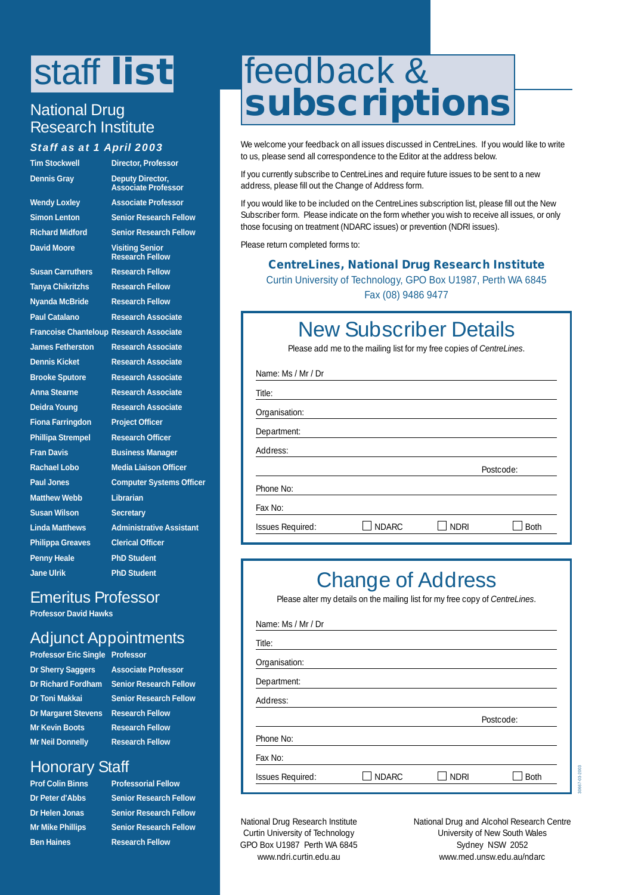# staff list

## National Drug Research Institute

***Staff as at 1 April 2003***

| | |
|---|---|
| Tim Stockwell | Director, Professor |
| Dennis Gray | Deputy Director, Associate Professor |
| Wendy Loxley | Associate Professor |
| Simon Lenton | Senior Research Fellow |
| Richard Midford | Senior Research Fellow |
| David Moore | Visiting Senior Research Fellow |
| Susan Carruthers | Research Fellow |
| Tanya Chikritzhs | Research Fellow |
| Nyanda McBride | Research Fellow |
| Paul Catalano | Research Associate |
| Francoise Chanteloup | Research Associate |
| James Fetherston | Research Associate |
| Dennis Kicket | Research Associate |
| Brooke Sputore | Research Associate |
| Anna Stearne | Research Associate |
| Deidra Young | Research Associate |
| Fiona Farringdon | Project Officer |
| Phillipa Strempel | Research Officer |
| Fran Davis | Business Manager |
| Rachael Lobo | Media Liaison Officer |
| Paul Jones | Computer Systems Officer |
| Matthew Webb | Librarian |
| Susan Wilson | Secretary |
| Linda Matthews | Administrative Assistant |
| Philippa Greaves | Clerical Officer |
| Penny Heale | PhD Student |
| Jane Ulrik | PhD Student |

## Emeritus Professor

**Professor David Hawks**

## Adjunct Appointments

| | |
|---|---|
| Professor Eric Single | Professor |
| Dr Sherry Saggers | Associate Professor |
| Dr Richard Fordham | Senior Research Fellow |
| Dr Toni Makkai | Senior Research Fellow |
| Dr Margaret Stevens | Research Fellow |
| Mr Kevin Boots | Research Fellow |
| Mr Neil Donnelly | Research Fellow |

## Honorary Staff

| | |
|---|---|
| Prof Colin Binns | Professorial Fellow |
| Dr Peter d'Abbs | Senior Research Fellow |
| Dr Helen Jonas | Senior Research Fellow |
| Mr Mike Phillips | Senior Research Fellow |
| Ben Haines | Research Fellow |

# feedback & subscriptions

We welcome your feedback on all issues discussed in CentreLines. If you would like to write to us, please send all correspondence to the Editor at the address below.

If you currently subscribe to CentreLines and require future issues to be sent to a new address, please fill out the Change of Address form.

If you would like to be included on the CentreLines subscription list, please fill out the New Subscriber form. Please indicate on the form whether you wish to receive all issues, or only those focusing on treatment (NDARC issues) or prevention (NDRI issues).

Please return completed forms to:

**CentreLines, National Drug Research Institute**
Curtin University of Technology, GPO Box U1987, Perth WA 6845
Fax (08) 9486 9477

## New Subscriber Details

Please add me to the mailing list for my free copies of *CentreLines*.

Name: Ms / Mr / Dr

Title:

Organisation:

Department:

Address:

Postcode:

Phone No:

Fax No:

Issues Required: ☐ NDARC ☐ NDRI ☐ Both

## Change of Address

Please alter my details on the mailing list for my free copy of *CentreLines*.

Name: Ms / Mr / Dr

Title:

Organisation:

Department:

Address:

Postcode:

Phone No:

Fax No:

Issues Required: ☐ NDARC ☐ NDRI ☐ Both

National Drug Research Institute
Curtin University of Technology
GPO Box U1987 Perth WA 6845
www.ndri.curtin.edu.au

National Drug and Alcohol Research Centre
University of New South Wales
Sydney NSW 2052
www.med.unsw.edu.au/ndarc

30667-03-2003